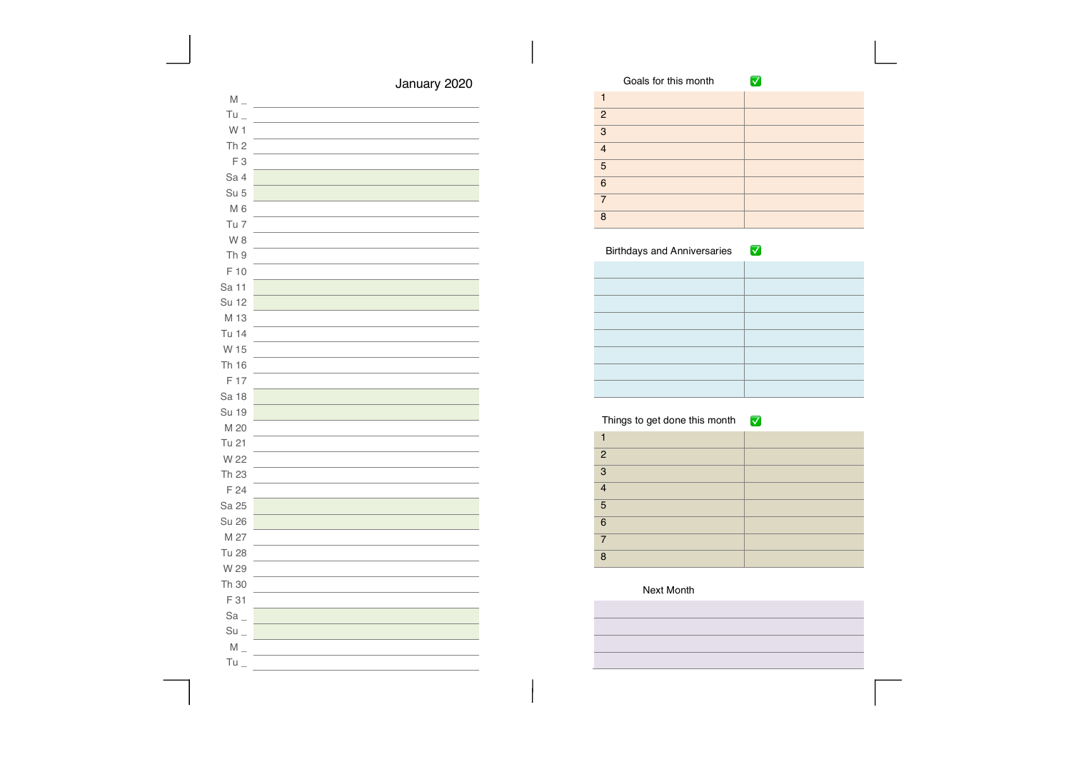## January 2020

| Day | |
|---|---|
| M _ | |
| Tu _ | |
| W 1 | |
| Th 2 | |
| F 3 | |
| Sa 4 | |
| Su 5 | |
| M 6 | |
| Tu 7 | |
| W 8 | |
| Th 9 | |
| F 10 | |
| Sa 11 | |
| Su 12 | |
| M 13 | |
| Tu 14 | |
| W 15 | |
| Th 16 | |
| F 17 | |
| Sa 18 | |
| Su 19 | |
| M 20 | |
| Tu 21 | |
| W 22 | |
| Th 23 | |
| F 24 | |
| Sa 25 | |
| Su 26 | |
| M 27 | |
| Tu 28 | |
| W 29 | |
| Th 30 | |
| F 31 | |
| Sa _ | |
| Su _ | |
| M _ | |
| Tu _ | |

### Goals for this month ✅

| | |
|---|---|
| 1 | |
| 2 | |
| 3 | |
| 4 | |
| 5 | |
| 6 | |
| 7 | |
| 8 | |

### Birthdays and Anniversaries ✅

| | |
|---|---|
| | |
| | |
| | |
| | |
| | |
| | |
| | |
| | |

### Things to get done this month ✅

| | |
|---|---|
| 1 | |
| 2 | |
| 3 | |
| 4 | |
| 5 | |
| 6 | |
| 7 | |
| 8 | |

### Next Month

| |
|---|
| |
| |
| |
| |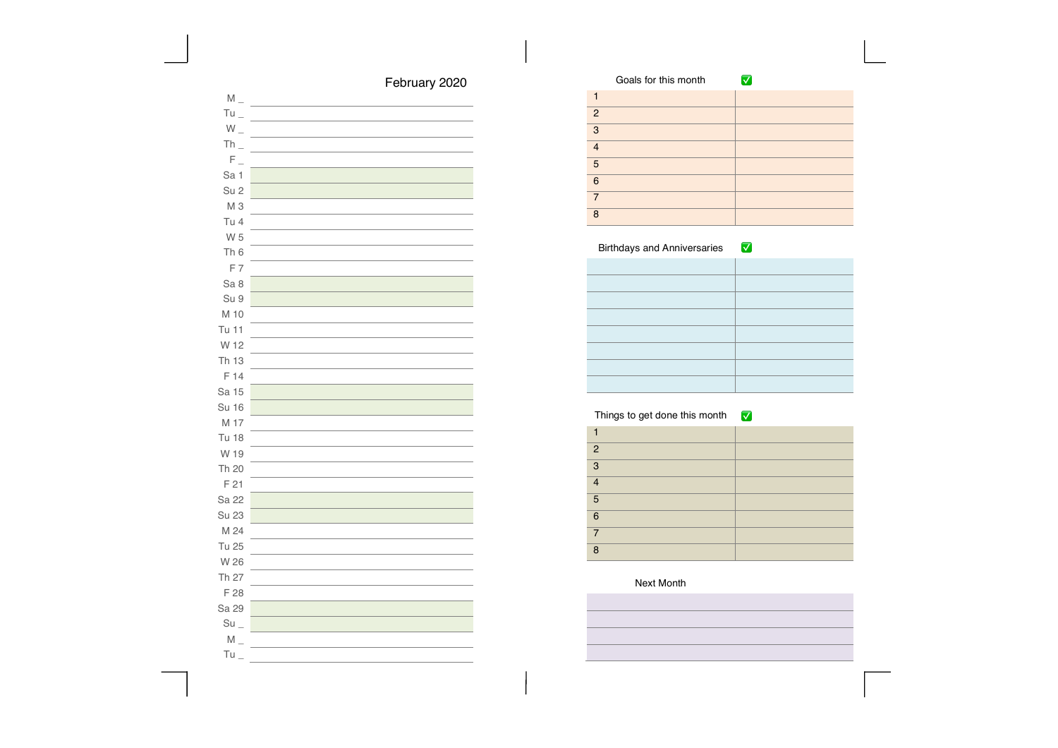## February 2020

| Day | |
|---|---|
| M _ | |
| Tu _ | |
| W _ | |
| Th _ | |
| F _ | |
| Sa 1 | |
| Su 2 | |
| M 3 | |
| Tu 4 | |
| W 5 | |
| Th 6 | |
| F 7 | |
| Sa 8 | |
| Su 9 | |
| M 10 | |
| Tu 11 | |
| W 12 | |
| Th 13 | |
| F 14 | |
| Sa 15 | |
| Su 16 | |
| M 17 | |
| Tu 18 | |
| W 19 | |
| Th 20 | |
| F 21 | |
| Sa 22 | |
| Su 23 | |
| M 24 | |
| Tu 25 | |
| W 26 | |
| Th 27 | |
| F 28 | |
| Sa 29 | |
| Su _ | |
| M _ | |
| Tu _ | |

### Goals for this month ✅

| | |
|---|---|
| 1 | |
| 2 | |
| 3 | |
| 4 | |
| 5 | |
| 6 | |
| 7 | |
| 8 | |

### Birthdays and Anniversaries ✅

| | |
|---|---|
| | |
| | |
| | |
| | |
| | |
| | |
| | |
| | |

### Things to get done this month ✅

| | |
|---|---|
| 1 | |
| 2 | |
| 3 | |
| 4 | |
| 5 | |
| 6 | |
| 7 | |
| 8 | |

### Next Month

| |
|---|
| |
| |
| |
| |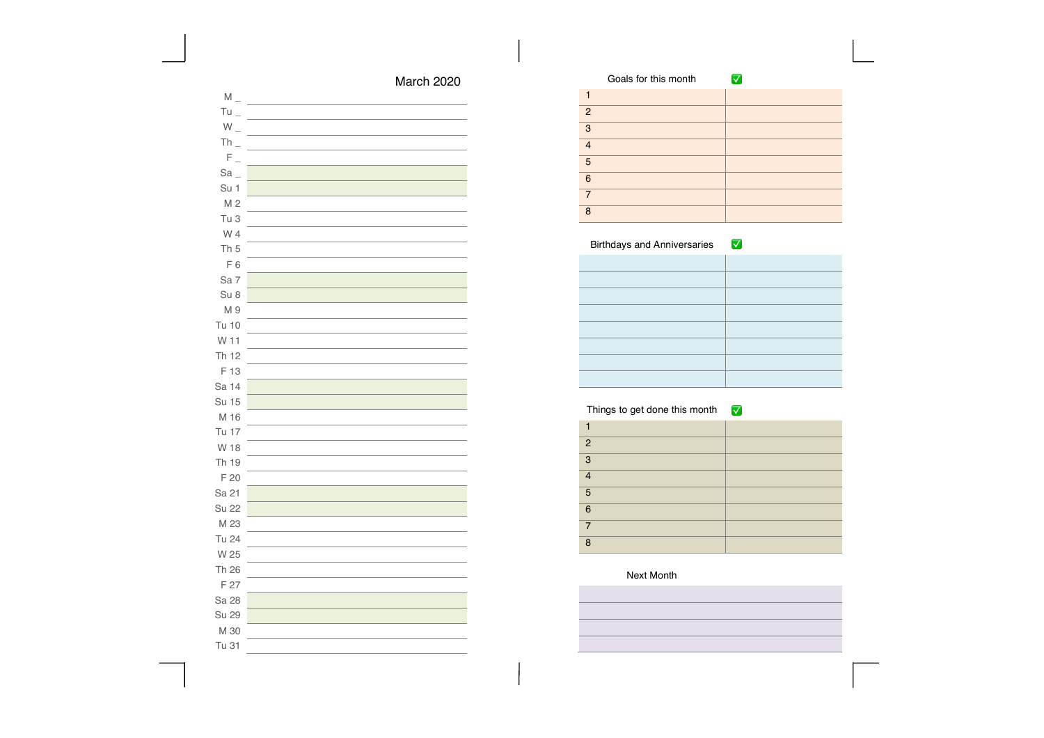## March 2020

| | |
|---|---|
| M _ | |
| Tu _ | |
| W _ | |
| Th _ | |
| F _ | |
| Sa _ | |
| Su 1 | |
| M 2 | |
| Tu 3 | |
| W 4 | |
| Th 5 | |
| F 6 | |
| Sa 7 | |
| Su 8 | |
| M 9 | |
| Tu 10 | |
| W 11 | |
| Th 12 | |
| F 13 | |
| Sa 14 | |
| Su 15 | |
| M 16 | |
| Tu 17 | |
| W 18 | |
| Th 19 | |
| F 20 | |
| Sa 21 | |
| Su 22 | |
| M 23 | |
| Tu 24 | |
| W 25 | |
| Th 26 | |
| F 27 | |
| Sa 28 | |
| Su 29 | |
| M 30 | |
| Tu 31 | |

| Goals for this month | ✅ |
|---|---|
| 1 | |
| 2 | |
| 3 | |
| 4 | |
| 5 | |
| 6 | |
| 7 | |
| 8 | |

| Birthdays and Anniversaries | ✅ |
|---|---|
| | |
| | |
| | |
| | |
| | |
| | |
| | |
| | |

| Things to get done this month | ✅ |
|---|---|
| 1 | |
| 2 | |
| 3 | |
| 4 | |
| 5 | |
| 6 | |
| 7 | |
| 8 | |

| Next Month |
|---|
| |
| |
| |
| |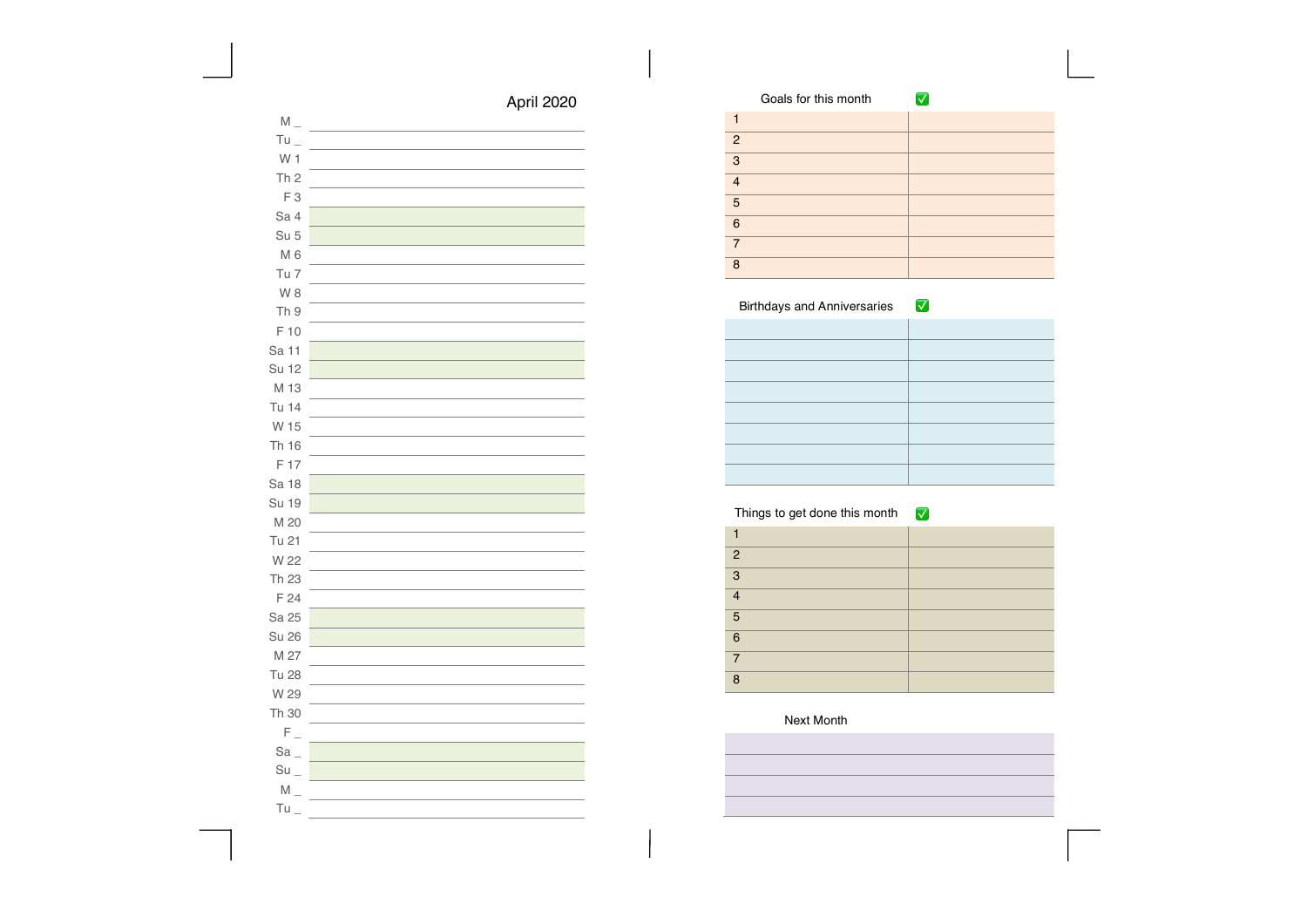## April 2020

| Day | |
|---|---|
| M _ | |
| Tu _ | |
| W 1 | |
| Th 2 | |
| F 3 | |
| Sa 4 | |
| Su 5 | |
| M 6 | |
| Tu 7 | |
| W 8 | |
| Th 9 | |
| F 10 | |
| Sa 11 | |
| Su 12 | |
| M 13 | |
| Tu 14 | |
| W 15 | |
| Th 16 | |
| F 17 | |
| Sa 18 | |
| Su 19 | |
| M 20 | |
| Tu 21 | |
| W 22 | |
| Th 23 | |
| F 24 | |
| Sa 25 | |
| Su 26 | |
| M 27 | |
| Tu 28 | |
| W 29 | |
| Th 30 | |
| F _ | |
| Sa _ | |
| Su _ | |
| M _ | |
| Tu _ | |

### Goals for this month ✅

| | |
|---|---|
| 1 | |
| 2 | |
| 3 | |
| 4 | |
| 5 | |
| 6 | |
| 7 | |
| 8 | |

### Birthdays and Anniversaries ✅

| | |
|---|---|
| | |
| | |
| | |
| | |
| | |
| | |
| | |
| | |

### Things to get done this month ✅

| | |
|---|---|
| 1 | |
| 2 | |
| 3 | |
| 4 | |
| 5 | |
| 6 | |
| 7 | |
| 8 | |

### Next Month

| |
|---|
| |
| |
| |
| |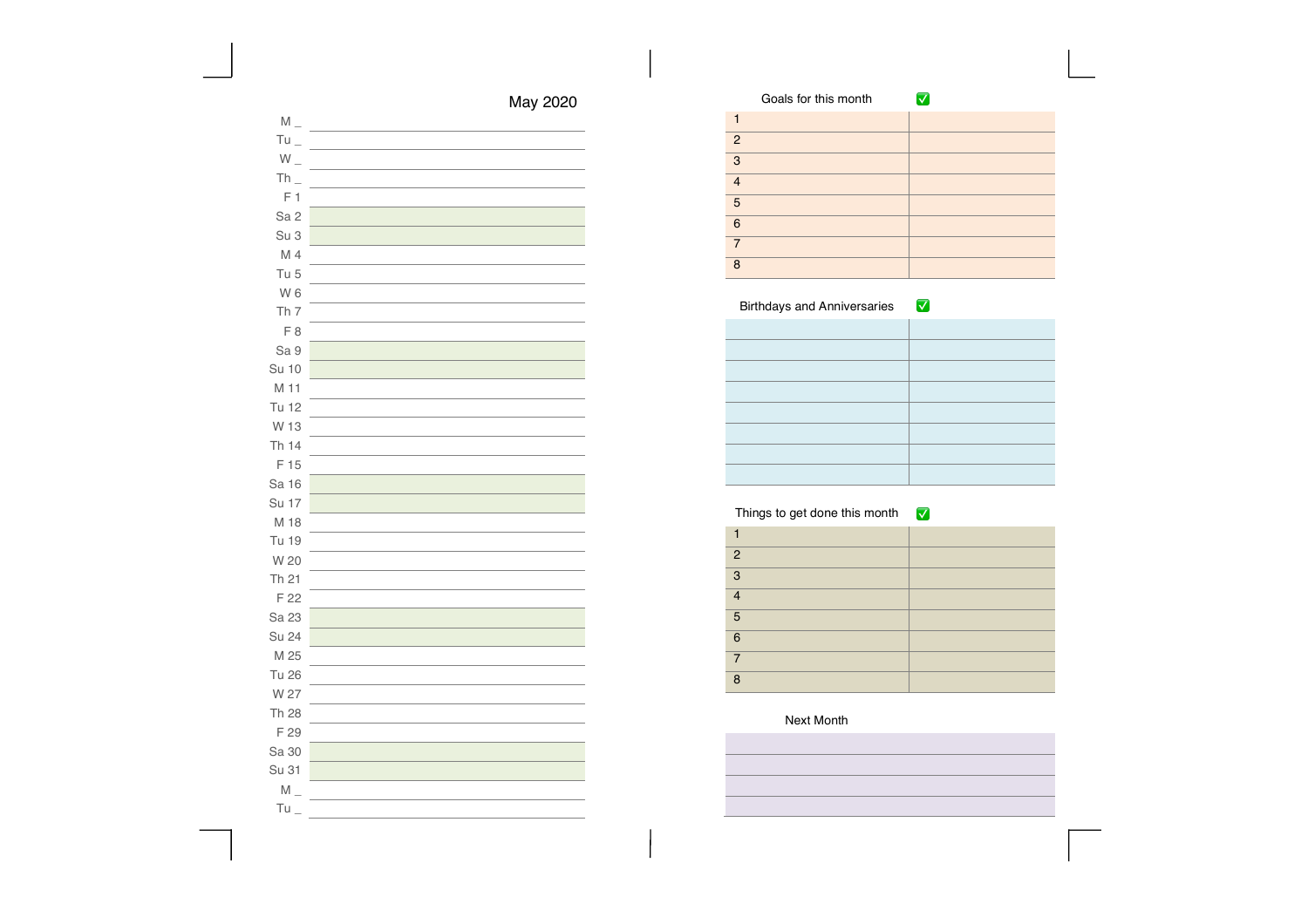# May 2020

| Day | |
|---|---|
| M _ | |
| Tu _ | |
| W _ | |
| Th _ | |
| F 1 | |
| Sa 2 | |
| Su 3 | |
| M 4 | |
| Tu 5 | |
| W 6 | |
| Th 7 | |
| F 8 | |
| Sa 9 | |
| Su 10 | |
| M 11 | |
| Tu 12 | |
| W 13 | |
| Th 14 | |
| F 15 | |
| Sa 16 | |
| Su 17 | |
| M 18 | |
| Tu 19 | |
| W 20 | |
| Th 21 | |
| F 22 | |
| Sa 23 | |
| Su 24 | |
| M 25 | |
| Tu 26 | |
| W 27 | |
| Th 28 | |
| F 29 | |
| Sa 30 | |
| Su 31 | |
| M _ | |
| Tu _ | |

## Goals for this month ✅

| # | | ✅ |
|---|---|---|
| 1 | | |
| 2 | | |
| 3 | | |
| 4 | | |
| 5 | | |
| 6 | | |
| 7 | | |
| 8 | | |

## Birthdays and Anniversaries ✅

| | ✅ |
|---|---|
| | |
| | |
| | |
| | |
| | |
| | |
| | |
| | |

## Things to get done this month ✅

| # | | ✅ |
|---|---|---|
| 1 | | |
| 2 | | |
| 3 | | |
| 4 | | |
| 5 | | |
| 6 | | |
| 7 | | |
| 8 | | |

## Next Month

| |
|---|
| |
| |
| |
| |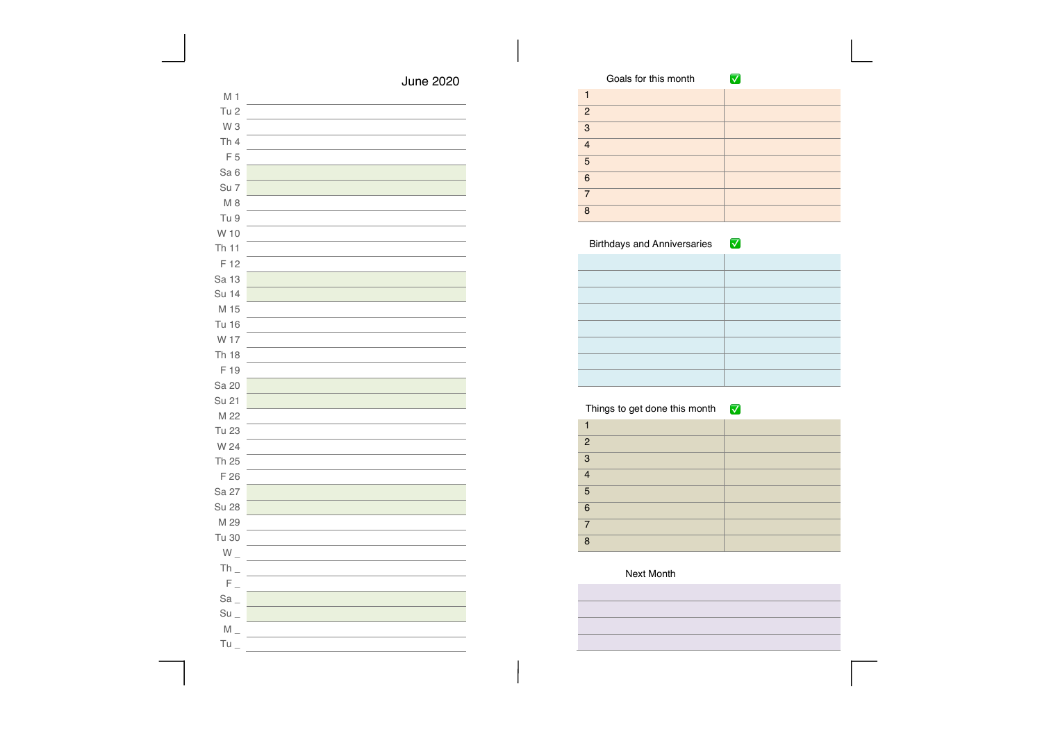## June 2020

| Day | |
|---|---|
| M 1 | |
| Tu 2 | |
| W 3 | |
| Th 4 | |
| F 5 | |
| Sa 6 | |
| Su 7 | |
| M 8 | |
| Tu 9 | |
| W 10 | |
| Th 11 | |
| F 12 | |
| Sa 13 | |
| Su 14 | |
| M 15 | |
| Tu 16 | |
| W 17 | |
| Th 18 | |
| F 19 | |
| Sa 20 | |
| Su 21 | |
| M 22 | |
| Tu 23 | |
| W 24 | |
| Th 25 | |
| F 26 | |
| Sa 27 | |
| Su 28 | |
| M 29 | |
| Tu 30 | |
| W _ | |
| Th _ | |
| F _ | |
| Sa _ | |
| Su _ | |
| M _ | |
| Tu _ | |

### Goals for this month ✅

| | ✅ |
|---|---|
| 1 | |
| 2 | |
| 3 | |
| 4 | |
| 5 | |
| 6 | |
| 7 | |
| 8 | |

### Birthdays and Anniversaries ✅

| | ✅ |
|---|---|
| | |
| | |
| | |
| | |
| | |
| | |
| | |
| | |

### Things to get done this month ✅

| | ✅ |
|---|---|
| 1 | |
| 2 | |
| 3 | |
| 4 | |
| 5 | |
| 6 | |
| 7 | |
| 8 | |

### Next Month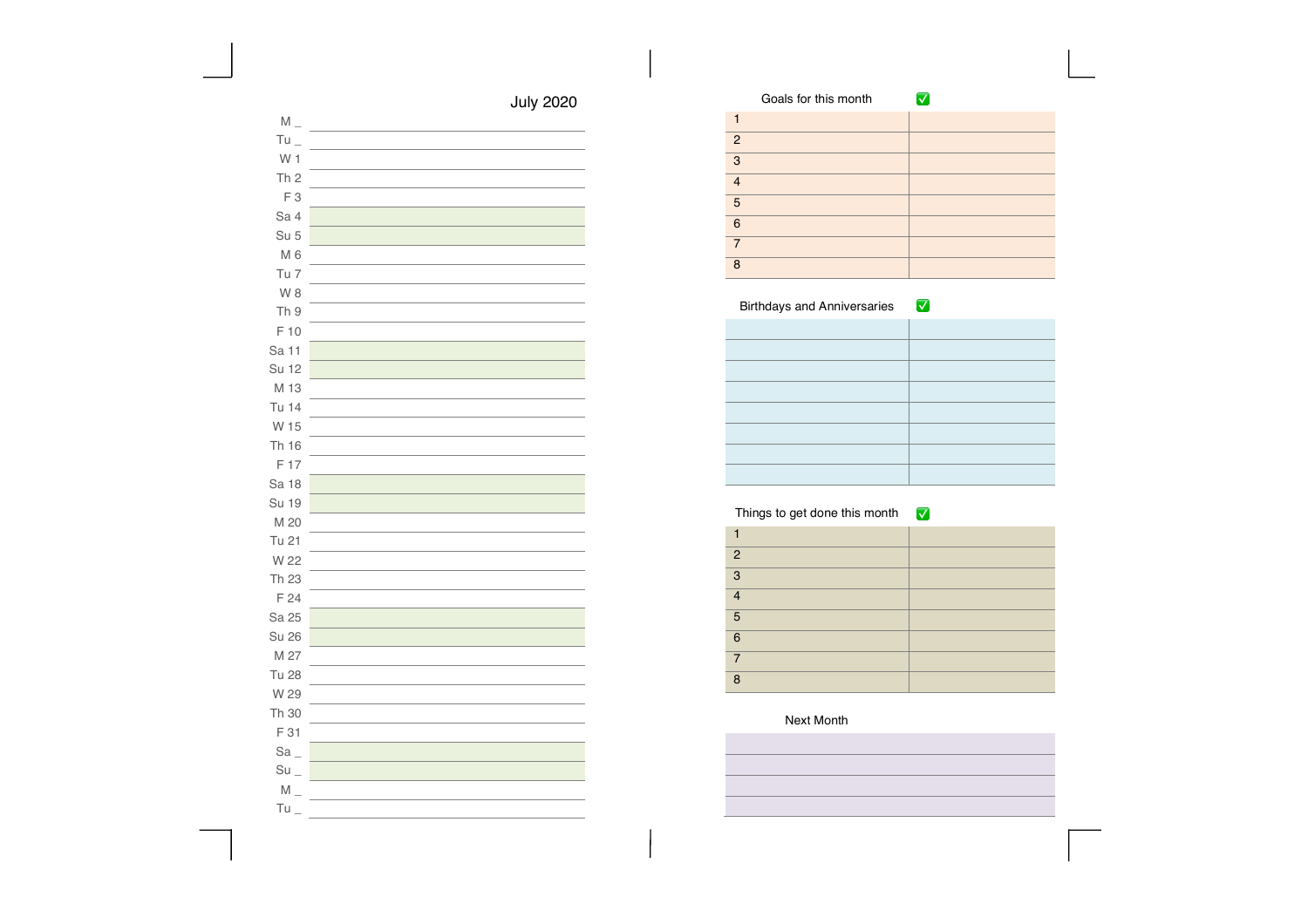## July 2020

| Day | |
|---|---|
| M _ | |
| Tu _ | |
| W 1 | |
| Th 2 | |
| F 3 | |
| Sa 4 | |
| Su 5 | |
| M 6 | |
| Tu 7 | |
| W 8 | |
| Th 9 | |
| F 10 | |
| Sa 11 | |
| Su 12 | |
| M 13 | |
| Tu 14 | |
| W 15 | |
| Th 16 | |
| F 17 | |
| Sa 18 | |
| Su 19 | |
| M 20 | |
| Tu 21 | |
| W 22 | |
| Th 23 | |
| F 24 | |
| Sa 25 | |
| Su 26 | |
| M 27 | |
| Tu 28 | |
| W 29 | |
| Th 30 | |
| F 31 | |
| Sa _ | |
| Su _ | |
| M _ | |
| Tu _ | |

### Goals for this month ✅

| | |
|---|---|
| 1 | |
| 2 | |
| 3 | |
| 4 | |
| 5 | |
| 6 | |
| 7 | |
| 8 | |

### Birthdays and Anniversaries ✅

| | |
|---|---|
| | |
| | |
| | |
| | |
| | |
| | |
| | |
| | |

### Things to get done this month ✅

| | |
|---|---|
| 1 | |
| 2 | |
| 3 | |
| 4 | |
| 5 | |
| 6 | |
| 7 | |
| 8 | |

### Next Month

| |
|---|
| |
| |
| |
| |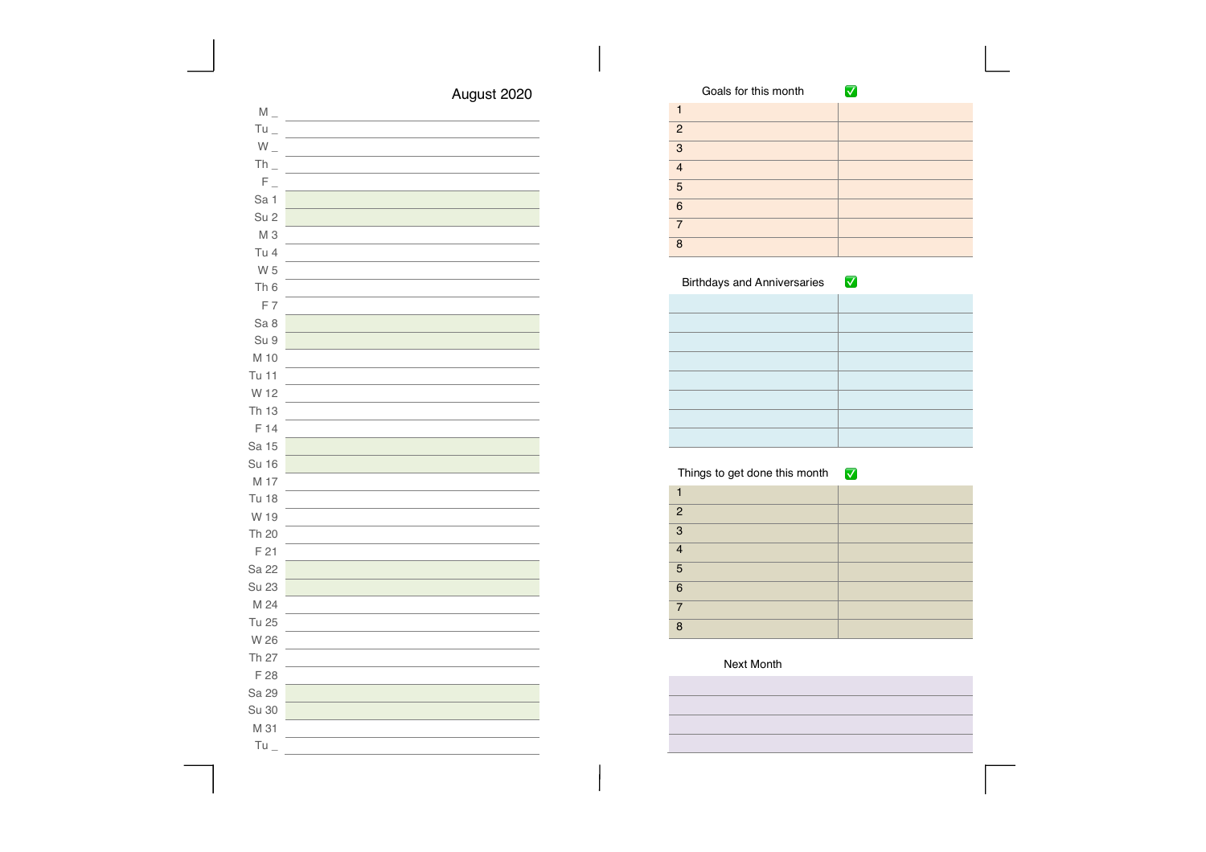## August 2020

| | |
|---|---|
| M _ | |
| Tu _ | |
| W _ | |
| Th _ | |
| F _ | |
| Sa 1 | |
| Su 2 | |
| M 3 | |
| Tu 4 | |
| W 5 | |
| Th 6 | |
| F 7 | |
| Sa 8 | |
| Su 9 | |
| M 10 | |
| Tu 11 | |
| W 12 | |
| Th 13 | |
| F 14 | |
| Sa 15 | |
| Su 16 | |
| M 17 | |
| Tu 18 | |
| W 19 | |
| Th 20 | |
| F 21 | |
| Sa 22 | |
| Su 23 | |
| M 24 | |
| Tu 25 | |
| W 26 | |
| Th 27 | |
| F 28 | |
| Sa 29 | |
| Su 30 | |
| M 31 | |
| Tu _ | |

| Goals for this month | ✅ |
|---|---|
| 1 | |
| 2 | |
| 3 | |
| 4 | |
| 5 | |
| 6 | |
| 7 | |
| 8 | |

| Birthdays and Anniversaries | ✅ |
|---|---|
| | |
| | |
| | |
| | |
| | |
| | |
| | |
| | |

| Things to get done this month | ✅ |
|---|---|
| 1 | |
| 2 | |
| 3 | |
| 4 | |
| 5 | |
| 6 | |
| 7 | |
| 8 | |

| Next Month |
|---|
| |
| |
| |
| |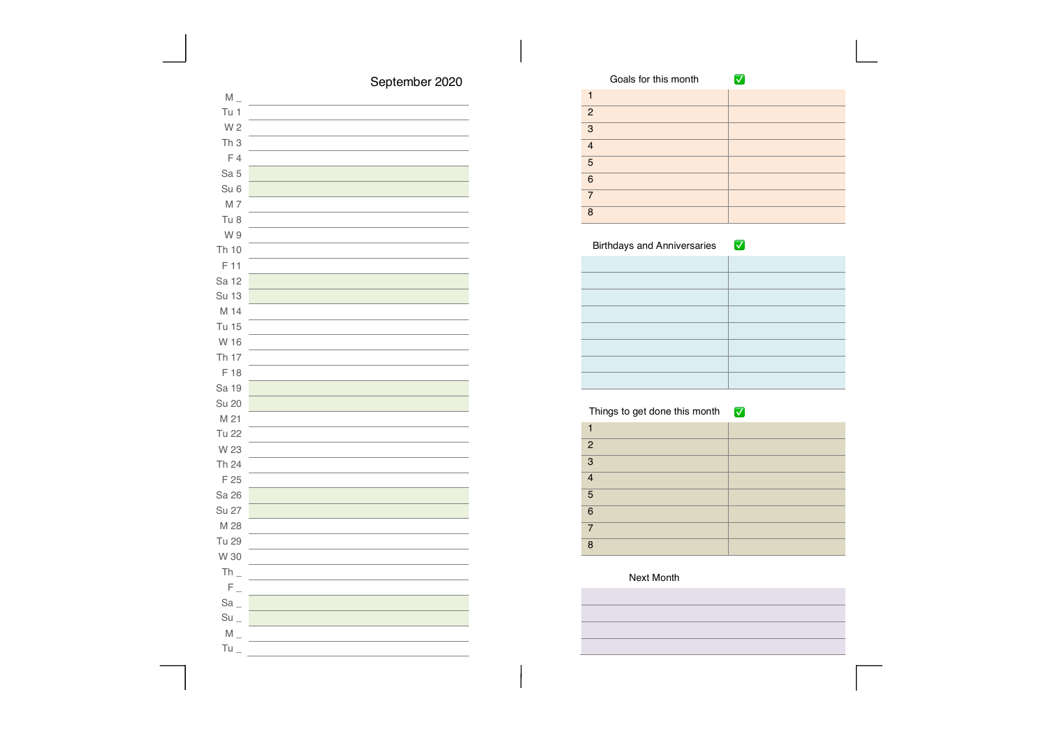# September 2020

| | |
|---|---|
| M _ | |
| Tu 1 | |
| W 2 | |
| Th 3 | |
| F 4 | |
| Sa 5 | |
| Su 6 | |
| M 7 | |
| Tu 8 | |
| W 9 | |
| Th 10 | |
| F 11 | |
| Sa 12 | |
| Su 13 | |
| M 14 | |
| Tu 15 | |
| W 16 | |
| Th 17 | |
| F 18 | |
| Sa 19 | |
| Su 20 | |
| M 21 | |
| Tu 22 | |
| W 23 | |
| Th 24 | |
| F 25 | |
| Sa 26 | |
| Su 27 | |
| M 28 | |
| Tu 29 | |
| W 30 | |
| Th _ | |
| F _ | |
| Sa _ | |
| Su _ | |
| M _ | |
| Tu _ | |

## Goals for this month ✅

| | |
|---|---|
| 1 | |
| 2 | |
| 3 | |
| 4 | |
| 5 | |
| 6 | |
| 7 | |
| 8 | |

## Birthdays and Anniversaries ✅

| | |
|---|---|
| | |
| | |
| | |
| | |
| | |
| | |
| | |
| | |

## Things to get done this month ✅

| | |
|---|---|
| 1 | |
| 2 | |
| 3 | |
| 4 | |
| 5 | |
| 6 | |
| 7 | |
| 8 | |

## Next Month

| |
|---|
| |
| |
| |
| |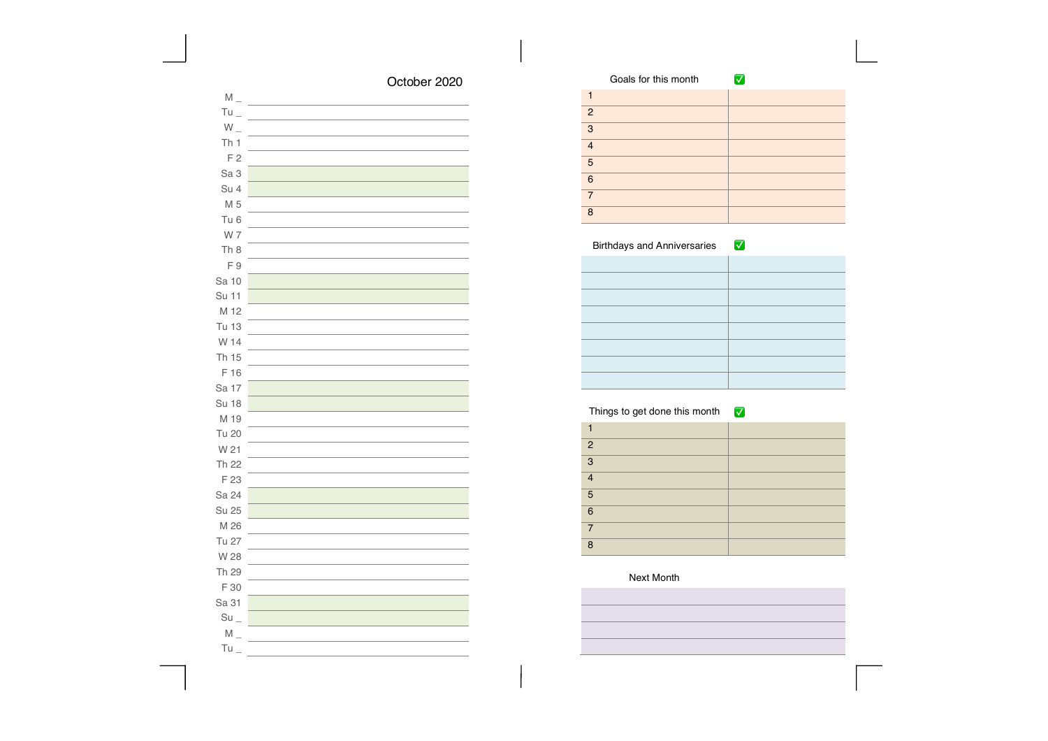## October 2020

| Day | |
|---|---|
| M _ | |
| Tu _ | |
| W _ | |
| Th 1 | |
| F 2 | |
| Sa 3 | |
| Su 4 | |
| M 5 | |
| Tu 6 | |
| W 7 | |
| Th 8 | |
| F 9 | |
| Sa 10 | |
| Su 11 | |
| M 12 | |
| Tu 13 | |
| W 14 | |
| Th 15 | |
| F 16 | |
| Sa 17 | |
| Su 18 | |
| M 19 | |
| Tu 20 | |
| W 21 | |
| Th 22 | |
| F 23 | |
| Sa 24 | |
| Su 25 | |
| M 26 | |
| Tu 27 | |
| W 28 | |
| Th 29 | |
| F 30 | |
| Sa 31 | |
| Su _ | |
| M _ | |
| Tu _ | |

### Goals for this month ✅

| | |
|---|---|
| 1 | |
| 2 | |
| 3 | |
| 4 | |
| 5 | |
| 6 | |
| 7 | |
| 8 | |

### Birthdays and Anniversaries ✅

| | |
|---|---|
| | |
| | |
| | |
| | |
| | |
| | |
| | |
| | |

### Things to get done this month ✅

| | |
|---|---|
| 1 | |
| 2 | |
| 3 | |
| 4 | |
| 5 | |
| 6 | |
| 7 | |
| 8 | |

### Next Month

| |
|---|
| |
| |
| |
| |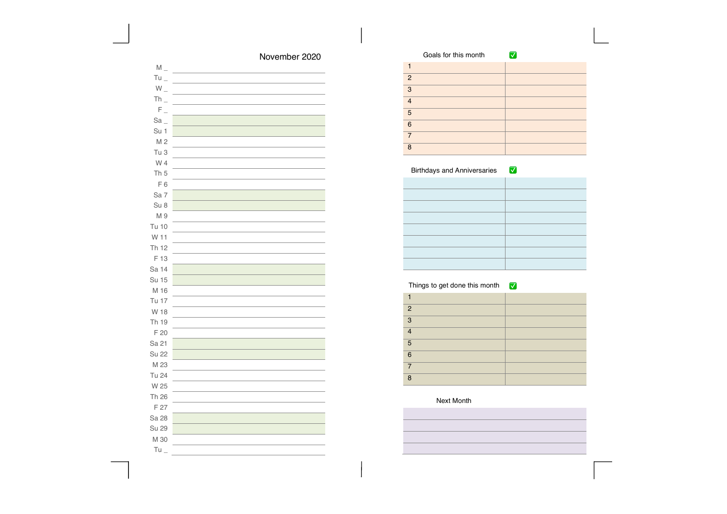## November 2020

| Day | |
|---|---|
| M _ | |
| Tu _ | |
| W _ | |
| Th _ | |
| F _ | |
| Sa _ | |
| Su 1 | |
| M 2 | |
| Tu 3 | |
| W 4 | |
| Th 5 | |
| F 6 | |
| Sa 7 | |
| Su 8 | |
| M 9 | |
| Tu 10 | |
| W 11 | |
| Th 12 | |
| F 13 | |
| Sa 14 | |
| Su 15 | |
| M 16 | |
| Tu 17 | |
| W 18 | |
| Th 19 | |
| F 20 | |
| Sa 21 | |
| Su 22 | |
| M 23 | |
| Tu 24 | |
| W 25 | |
| Th 26 | |
| F 27 | |
| Sa 28 | |
| Su 29 | |
| M 30 | |
| Tu _ | |

### Goals for this month ✅

| | |
|---|---|
| 1 | |
| 2 | |
| 3 | |
| 4 | |
| 5 | |
| 6 | |
| 7 | |
| 8 | |

### Birthdays and Anniversaries ✅

| | |
|---|---|
| | |
| | |
| | |
| | |
| | |
| | |
| | |
| | |

### Things to get done this month ✅

| | |
|---|---|
| 1 | |
| 2 | |
| 3 | |
| 4 | |
| 5 | |
| 6 | |
| 7 | |
| 8 | |

### Next Month

| |
|---|
| |
| |
| |
| |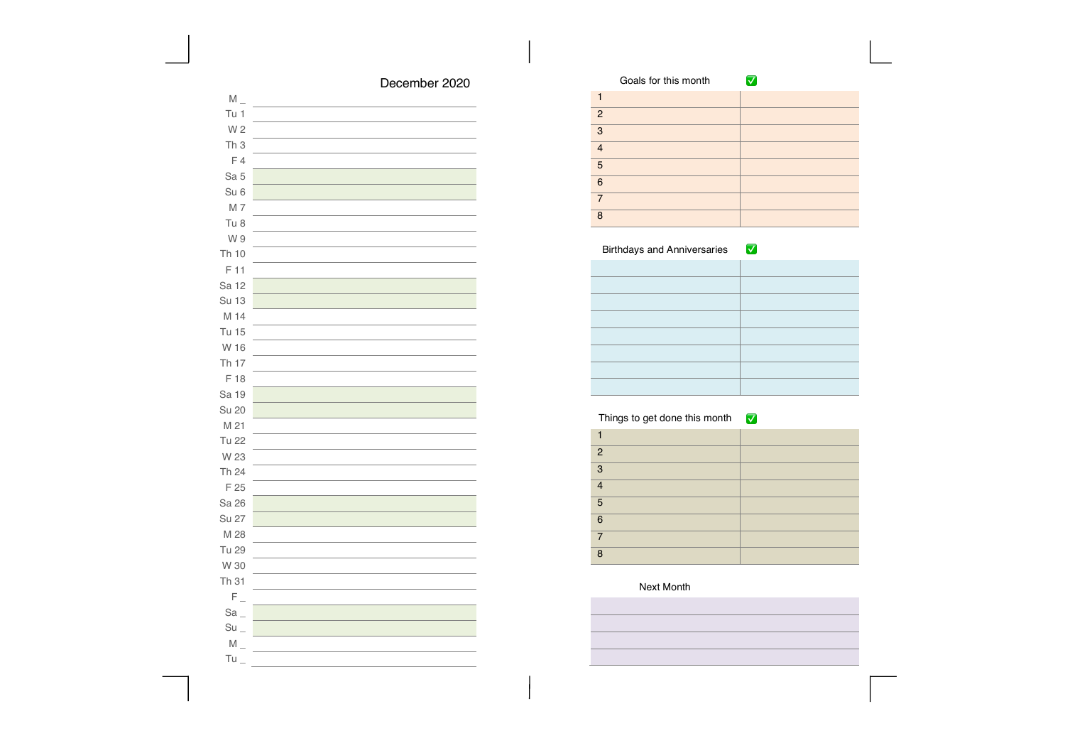## December 2020

| | |
|---|---|
| M _ | |
| Tu 1 | |
| W 2 | |
| Th 3 | |
| F 4 | |
| Sa 5 | |
| Su 6 | |
| M 7 | |
| Tu 8 | |
| W 9 | |
| Th 10 | |
| F 11 | |
| Sa 12 | |
| Su 13 | |
| M 14 | |
| Tu 15 | |
| W 16 | |
| Th 17 | |
| F 18 | |
| Sa 19 | |
| Su 20 | |
| M 21 | |
| Tu 22 | |
| W 23 | |
| Th 24 | |
| F 25 | |
| Sa 26 | |
| Su 27 | |
| M 28 | |
| Tu 29 | |
| W 30 | |
| Th 31 | |
| F _ | |
| Sa _ | |
| Su _ | |
| M _ | |
| Tu _ | |

### Goals for this month ✅

| | |
|---|---|
| 1 | |
| 2 | |
| 3 | |
| 4 | |
| 5 | |
| 6 | |
| 7 | |
| 8 | |

### Birthdays and Anniversaries ✅

| | |
|---|---|
| | |
| | |
| | |
| | |
| | |
| | |
| | |
| | |

### Things to get done this month ✅

| | |
|---|---|
| 1 | |
| 2 | |
| 3 | |
| 4 | |
| 5 | |
| 6 | |
| 7 | |
| 8 | |

### Next Month

| |
|---|
| |
| |
| |
| |